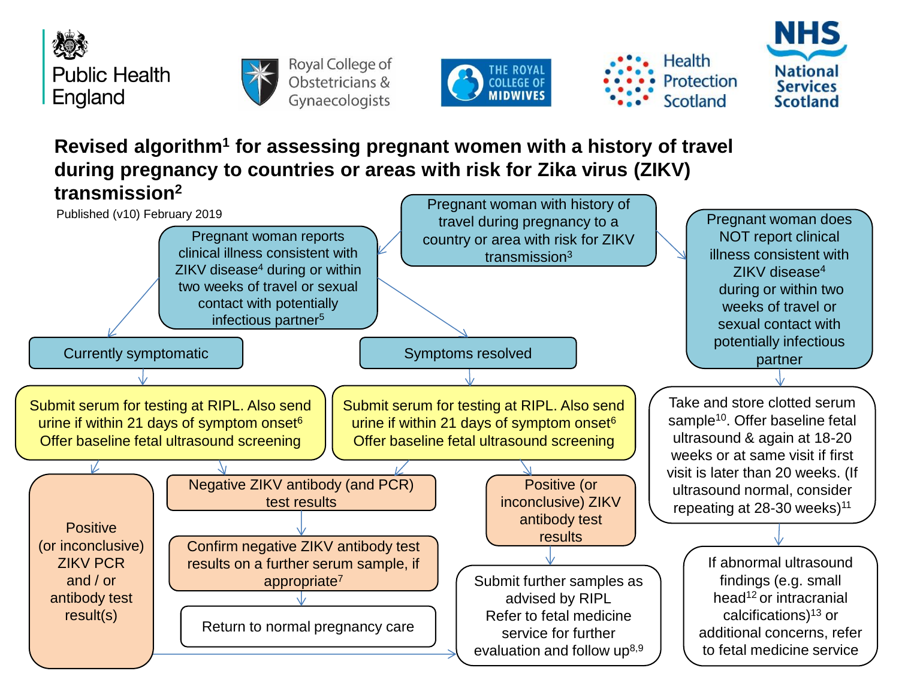Public Health England | Royal College of Obstetricians & Gynaecologists | The Royal College of Midwives | Health Protection Scotland | NHS National Services Scotland

# Revised algorithm[1] for assessing pregnant women with a history of travel during pregnancy to countries or areas with risk for Zika virus (ZIKV) transmission[2]

Published (v10) February 2019

**Pregnant woman with history of travel during pregnancy to a country or area with risk for ZIKV transmission[3]**

**A. Pregnant woman reports clinical illness consistent with ZIKV disease[4] during or within two weeks of travel or sexual contact with potentially infectious partner[5]**

- **Currently symptomatic**
  - Submit serum for testing at RIPL. Also send urine if within 21 days of symptom onset[6]. Offer baseline fetal ultrasound screening
    - Positive (or inconclusive) ZIKV PCR and / or antibody test result(s) → Submit further samples as advised by RIPL. Refer to fetal medicine service for further evaluation and follow up[8,9]
    - Negative ZIKV antibody (and PCR) test results → Confirm negative ZIKV antibody test results on a further serum sample, if appropriate[7] → Return to normal pregnancy care

- **Symptoms resolved**
  - Submit serum for testing at RIPL. Also send urine if within 21 days of symptom onset[6]. Offer baseline fetal ultrasound screening
    - Negative ZIKV antibody (and PCR) test results → Confirm negative ZIKV antibody test results on a further serum sample, if appropriate[7] → Return to normal pregnancy care
    - Positive (or inconclusive) ZIKV antibody test results → Submit further samples as advised by RIPL. Refer to fetal medicine service for further evaluation and follow up[8,9]

**B. Pregnant woman does NOT report clinical illness consistent with ZIKV disease[4] during or within two weeks of travel or sexual contact with potentially infectious partner**

- Take and store clotted serum sample[10]. Offer baseline fetal ultrasound & again at 18-20 weeks or at same visit if first visit is later than 20 weeks. (If ultrasound normal, consider repeating at 28-30 weeks)[11]
  - If abnormal ultrasound findings (e.g. small head[12] or intracranial calcifications)[13] or additional concerns, refer to fetal medicine service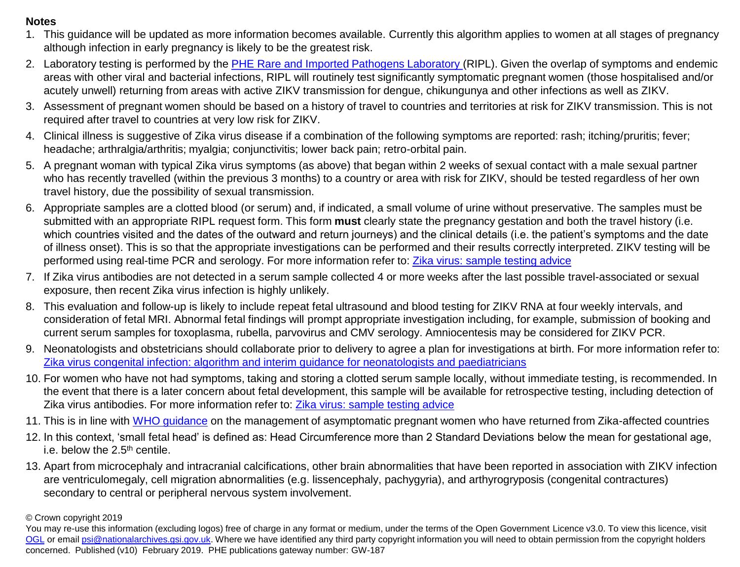**Notes**

1. This guidance will be updated as more information becomes available. Currently this algorithm applies to women at all stages of pregnancy although infection in early pregnancy is likely to be the greatest risk.
2. Laboratory testing is performed by the PHE Rare and Imported Pathogens Laboratory (RIPL). Given the overlap of symptoms and endemic areas with other viral and bacterial infections, RIPL will routinely test significantly symptomatic pregnant women (those hospitalised and/or acutely unwell) returning from areas with active ZIKV transmission for dengue, chikungunya and other infections as well as ZIKV.
3. Assessment of pregnant women should be based on a history of travel to countries and territories at risk for ZIKV transmission. This is not required after travel to countries at very low risk for ZIKV.
4. Clinical illness is suggestive of Zika virus disease if a combination of the following symptoms are reported: rash; itching/pruritis; fever; headache; arthralgia/arthritis; myalgia; conjunctivitis; lower back pain; retro-orbital pain.
5. A pregnant woman with typical Zika virus symptoms (as above) that began within 2 weeks of sexual contact with a male sexual partner who has recently travelled (within the previous 3 months) to a country or area with risk for ZIKV, should be tested regardless of her own travel history, due the possibility of sexual transmission.
6. Appropriate samples are a clotted blood (or serum) and, if indicated, a small volume of urine without preservative. The samples must be submitted with an appropriate RIPL request form. This form **must** clearly state the pregnancy gestation and both the travel history (i.e. which countries visited and the dates of the outward and return journeys) and the clinical details (i.e. the patient's symptoms and the date of illness onset). This is so that the appropriate investigations can be performed and their results correctly interpreted. ZIKV testing will be performed using real-time PCR and serology. For more information refer to: Zika virus: sample testing advice
7. If Zika virus antibodies are not detected in a serum sample collected 4 or more weeks after the last possible travel-associated or sexual exposure, then recent Zika virus infection is highly unlikely.
8. This evaluation and follow-up is likely to include repeat fetal ultrasound and blood testing for ZIKV RNA at four weekly intervals, and consideration of fetal MRI. Abnormal fetal findings will prompt appropriate investigation including, for example, submission of booking and current serum samples for toxoplasma, rubella, parvovirus and CMV serology. Amniocentesis may be considered for ZIKV PCR.
9. Neonatologists and obstetricians should collaborate prior to delivery to agree a plan for investigations at birth. For more information refer to: Zika virus congenital infection: algorithm and interim guidance for neonatologists and paediatricians
10. For women who have not had symptoms, taking and storing a clotted serum sample locally, without immediate testing, is recommended. In the event that there is a later concern about fetal development, this sample will be available for retrospective testing, including detection of Zika virus antibodies. For more information refer to: Zika virus: sample testing advice
11. This is in line with WHO guidance on the management of asymptomatic pregnant women who have returned from Zika-affected countries
12. In this context, 'small fetal head' is defined as: Head Circumference more than 2 Standard Deviations below the mean for gestational age, i.e. below the 2.5th centile.
13. Apart from microcephaly and intracranial calcifications, other brain abnormalities that have been reported in association with ZIKV infection are ventriculomegaly, cell migration abnormalities (e.g. lissencephaly, pachygyria), and arthyrogryposis (congenital contractures) secondary to central or peripheral nervous system involvement.

© Crown copyright 2019

You may re-use this information (excluding logos) free of charge in any format or medium, under the terms of the Open Government Licence v3.0. To view this licence, visit OGL or email psi@nationalarchives.gsi.gov.uk. Where we have identified any third party copyright information you will need to obtain permission from the copyright holders concerned. Published (v10) February 2019. PHE publications gateway number: GW-187